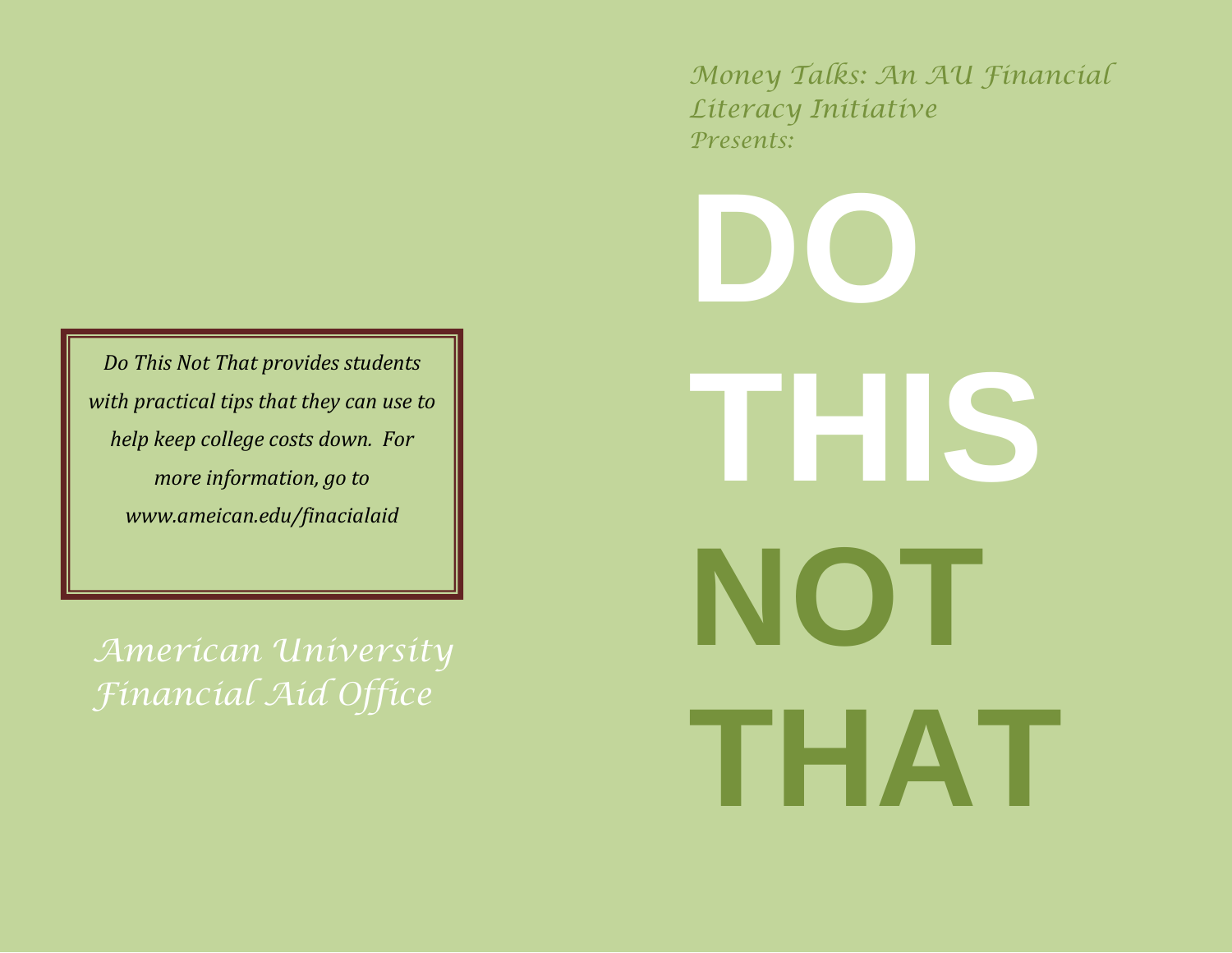*Do This Not That provides students with practical tips that they can use to help keep college costs down. For more information, go to www.ameican.edu/finacialaid*

*American University Financial Aid Office*

*Money Talks: An AU Financial Literacy Initiative Presents:*

# DO THIS NOT THAT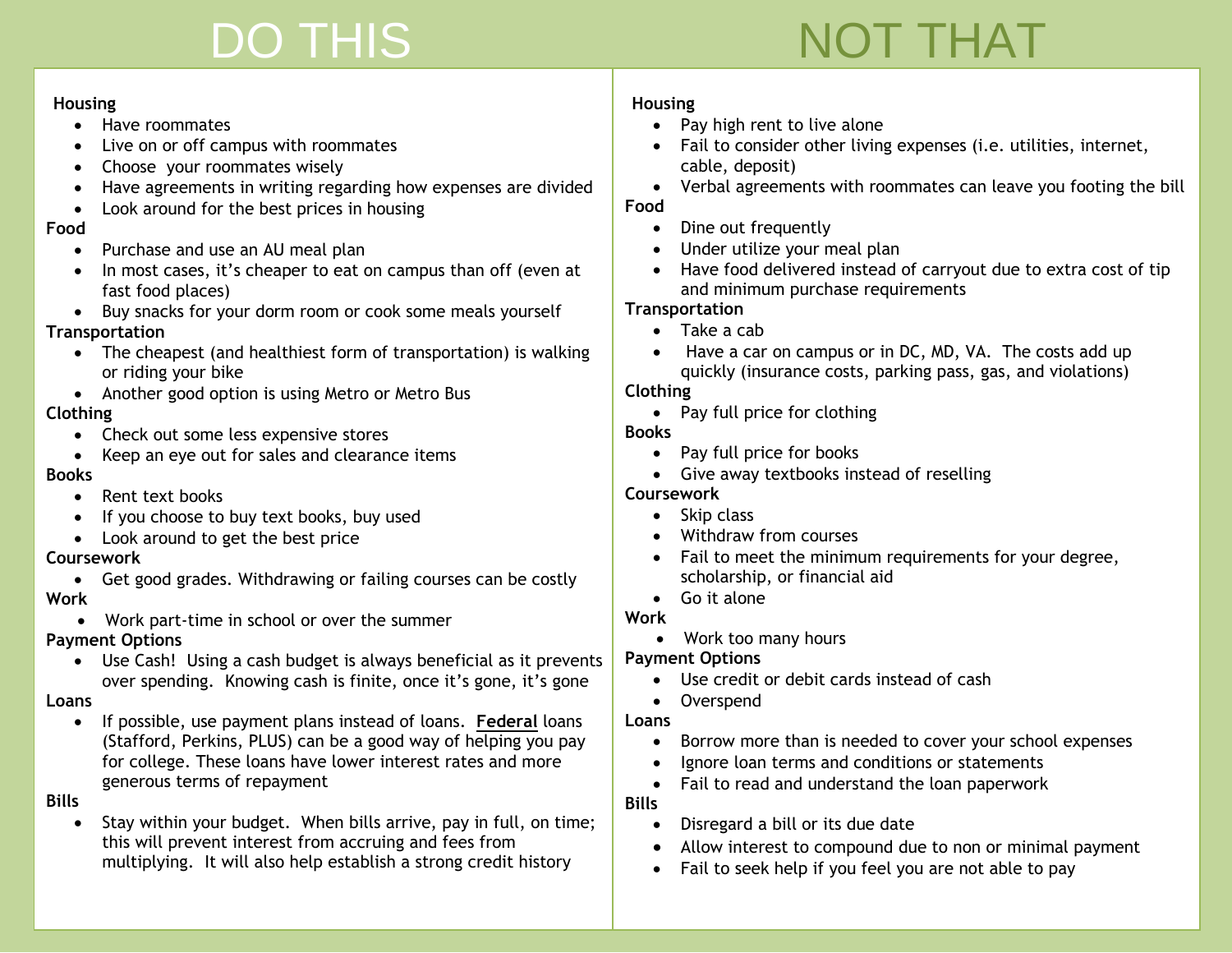# DO THIS

**Housing**

- Have roommates
- Live on or off campus with roommates
- Choose  your roommates wisely
- Have agreements in writing regarding how expenses are divided
- Look around for the best prices in housing

**Food**

- Purchase and use an AU meal plan
- In most cases, it's cheaper to eat on campus than off (even at fast food places)
- Buy snacks for your dorm room or cook some meals yourself

**Transportation**

- The cheapest (and healthiest form of transportation) is walking or riding your bike
- Another good option is using Metro or Metro Bus

**Clothing**

- Check out some less expensive stores
- Keep an eye out for sales and clearance items

**Books**

- Rent text books
- If you choose to buy text books, buy used
- Look around to get the best price

**Coursework**

- Get good grades. Withdrawing or failing courses can be costly

**Work**

- Work part-time in school or over the summer

**Payment Options**

- Use Cash!  Using a cash budget is always beneficial as it prevents over spending.  Knowing cash is finite, once it's gone, it's gone

**Loans**

- If possible, use payment plans instead of loans.  **Federal** loans (Stafford, Perkins, PLUS) can be a good way of helping you pay for college. These loans have lower interest rates and more generous terms of repayment

**Bills**

- Stay within your budget.  When bills arrive, pay in full, on time; this will prevent interest from accruing and fees from multiplying.  It will also help establish a strong credit history

# NOT THAT

**Housing**

- Pay high rent to live alone
- Fail to consider other living expenses (i.e. utilities, internet, cable, deposit)
- Verbal agreements with roommates can leave you footing the bill

**Food**

- Dine out frequently
- Under utilize your meal plan
- Have food delivered instead of carryout due to extra cost of tip and minimum purchase requirements

**Transportation**

- Take a cab
- Have a car on campus or in DC, MD, VA.  The costs add up quickly (insurance costs, parking pass, gas, and violations)

**Clothing**

- Pay full price for clothing

**Books**

- Pay full price for books
- Give away textbooks instead of reselling

**Coursework**

- Skip class
- Withdraw from courses
- Fail to meet the minimum requirements for your degree, scholarship, or financial aid
- Go it alone

**Work**

- Work too many hours

**Payment Options**

- Use credit or debit cards instead of cash
- Overspend

**Loans**

- Borrow more than is needed to cover your school expenses
- Ignore loan terms and conditions or statements
- Fail to read and understand the loan paperwork

**Bills**

- Disregard a bill or its due date
- Allow interest to compound due to non or minimal payment
- Fail to seek help if you feel you are not able to pay